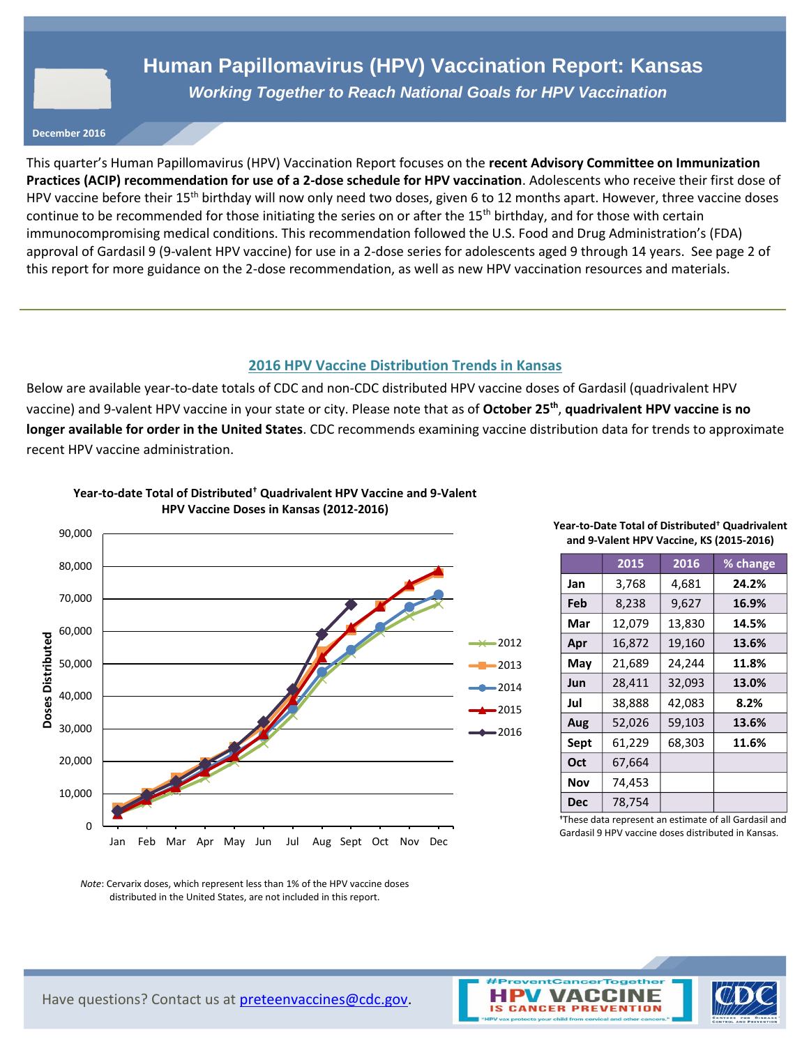# Human Papillomavirus (HPV) Vaccination Report: Kansas

*Working Together to Reach National Goals for HPV Vaccination*

**December 2016**

This quarter's Human Papillomavirus (HPV) Vaccination Report focuses on the **recent Advisory Committee on Immunization Practices (ACIP) recommendation for use of a 2-dose schedule for HPV vaccination**. Adolescents who receive their first dose of HPV vaccine before their 15th birthday will now only need two doses, given 6 to 12 months apart. However, three vaccine doses continue to be recommended for those initiating the series on or after the 15th birthday, and for those with certain immunocompromising medical conditions. This recommendation followed the U.S. Food and Drug Administration's (FDA) approval of Gardasil 9 (9-valent HPV vaccine) for use in a 2-dose series for adolescents aged 9 through 14 years. See page 2 of this report for more guidance on the 2-dose recommendation, as well as new HPV vaccination resources and materials.

## 2016 HPV Vaccine Distribution Trends in Kansas

Below are available year-to-date totals of CDC and non-CDC distributed HPV vaccine doses of Gardasil (quadrivalent HPV vaccine) and 9-valent HPV vaccine in your state or city. Please note that as of **October 25th**, **quadrivalent HPV vaccine is no longer available for order in the United States**. CDC recommends examining vaccine distribution data for trends to approximate recent HPV vaccine administration.

**Year-to-date Total of Distributed† Quadrivalent HPV Vaccine and 9-Valent HPV Vaccine Doses in Kansas (2012-2016)**

*Note*: Cervarix doses, which represent less than 1% of the HPV vaccine doses distributed in the United States, are not included in this report.

**Year-to-Date Total of Distributed† Quadrivalent and 9-Valent HPV Vaccine, KS (2015-2016)**

| | 2015 | 2016 | % change |
|---|---|---|---|
| Jan | 3,768 | 4,681 | **24.2%** |
| Feb | 8,238 | 9,627 | **16.9%** |
| Mar | 12,079 | 13,830 | **14.5%** |
| Apr | 16,872 | 19,160 | **13.6%** |
| May | 21,689 | 24,244 | **11.8%** |
| Jun | 28,411 | 32,093 | **13.0%** |
| Jul | 38,888 | 42,083 | **8.2%** |
| Aug | 52,026 | 59,103 | **13.6%** |
| Sept | 61,229 | 68,303 | **11.6%** |
| Oct | 67,664 | | |
| Nov | 74,453 | | |
| Dec | 78,754 | | |

†These data represent an estimate of all Gardasil and Gardasil 9 HPV vaccine doses distributed in Kansas.

Have questions? Contact us at preteenvaccines@cdc.gov.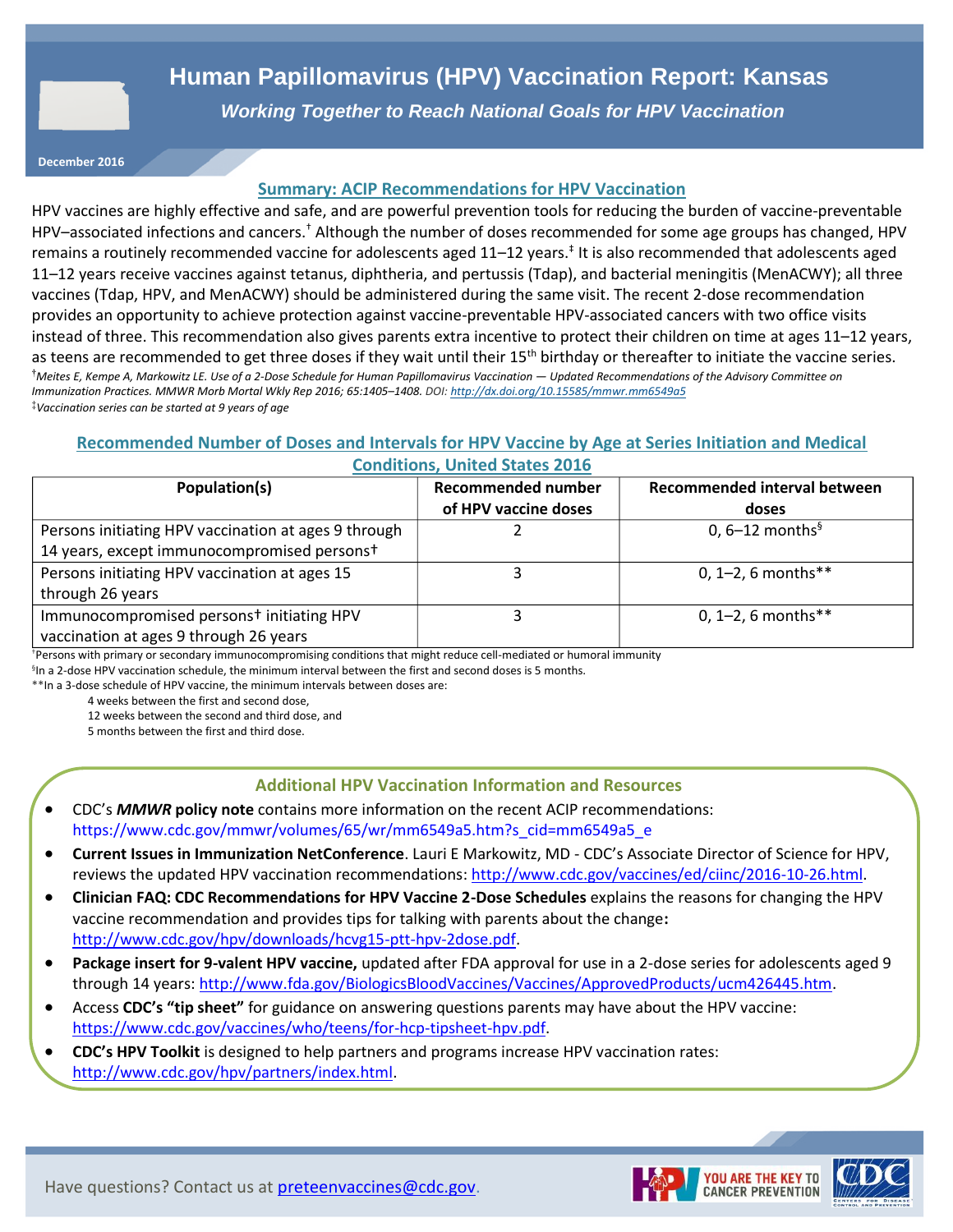# Human Papillomavirus (HPV) Vaccination Report: Kansas

*Working Together to Reach National Goals for HPV Vaccination*

December 2016

## Summary: ACIP Recommendations for HPV Vaccination

HPV vaccines are highly effective and safe, and are powerful prevention tools for reducing the burden of vaccine-preventable HPV–associated infections and cancers.[†] Although the number of doses recommended for some age groups has changed, HPV remains a routinely recommended vaccine for adolescents aged 11–12 years.[‡] It is also recommended that adolescents aged 11–12 years receive vaccines against tetanus, diphtheria, and pertussis (Tdap), and bacterial meningitis (MenACWY); all three vaccines (Tdap, HPV, and MenACWY) should be administered during the same visit. The recent 2-dose recommendation provides an opportunity to achieve protection against vaccine-preventable HPV-associated cancers with two office visits instead of three. This recommendation also gives parents extra incentive to protect their children on time at ages 11–12 years, as teens are recommended to get three doses if they wait until their 15th birthday or thereafter to initiate the vaccine series.

[†]*Meites E, Kempe A, Markowitz LE. Use of a 2-Dose Schedule for Human Papillomavirus Vaccination — Updated Recommendations of the Advisory Committee on Immunization Practices. MMWR Morb Mortal Wkly Rep 2016; 65:1405–1408. DOI:* http://dx.doi.org/10.15585/mmwr.mm6549a5

[‡]*Vaccination series can be started at 9 years of age*

## Recommended Number of Doses and Intervals for HPV Vaccine by Age at Series Initiation and Medical Conditions, United States 2016

| Population(s) | Recommended number of HPV vaccine doses | Recommended interval between doses |
|---|---|---|
| Persons initiating HPV vaccination at ages 9 through 14 years, except immunocompromised persons† | 2 | 0, 6–12 months[§] |
| Persons initiating HPV vaccination at ages 15 through 26 years | 3 | 0, 1–2, 6 months** |
| Immunocompromised persons† initiating HPV vaccination at ages 9 through 26 years | 3 | 0, 1–2, 6 months** |

[†]Persons with primary or secondary immunocompromising conditions that might reduce cell-mediated or humoral immunity

[§]In a 2-dose HPV vaccination schedule, the minimum interval between the first and second doses is 5 months.

**In a 3-dose schedule of HPV vaccine, the minimum intervals between doses are:
- 4 weeks between the first and second dose,
- 12 weeks between the second and third dose, and
- 5 months between the first and third dose.

### Additional HPV Vaccination Information and Resources

- CDC's ***MMWR* policy note** contains more information on the recent ACIP recommendations: https://www.cdc.gov/mmwr/volumes/65/wr/mm6549a5.htm?s_cid=mm6549a5_e
- **Current Issues in Immunization NetConference**. Lauri E Markowitz, MD - CDC's Associate Director of Science for HPV, reviews the updated HPV vaccination recommendations: http://www.cdc.gov/vaccines/ed/ciinc/2016-10-26.html.
- **Clinician FAQ: CDC Recommendations for HPV Vaccine 2-Dose Schedules** explains the reasons for changing the HPV vaccine recommendation and provides tips for talking with parents about the change**:** http://www.cdc.gov/hpv/downloads/hcvg15-ptt-hpv-2dose.pdf.
- **Package insert for 9-valent HPV vaccine,** updated after FDA approval for use in a 2-dose series for adolescents aged 9 through 14 years: http://www.fda.gov/BiologicsBloodVaccines/Vaccines/ApprovedProducts/ucm426445.htm.
- Access **CDC's "tip sheet"** for guidance on answering questions parents may have about the HPV vaccine: https://www.cdc.gov/vaccines/who/teens/for-hcp-tipsheet-hpv.pdf.
- **CDC's HPV Toolkit** is designed to help partners and programs increase HPV vaccination rates: http://www.cdc.gov/hpv/partners/index.html.

Have questions? Contact us at preteenvaccines@cdc.gov.